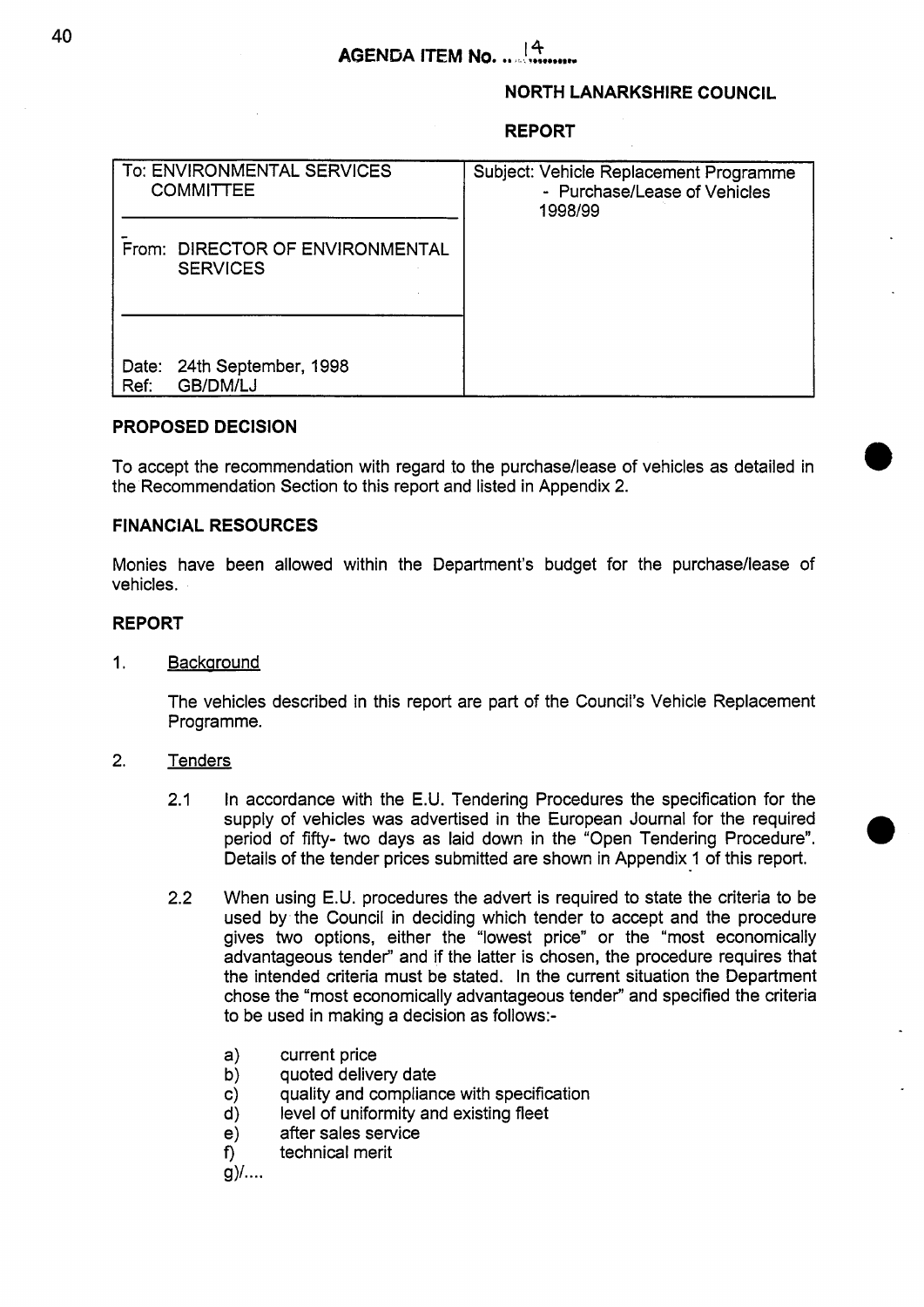**AGENDA ITEM No. ...14.......**

**NORTH LANARKSHIRE COUNCIL**

**REPORT**

| To: ENVIRONMENTAL SERVICES COMMITTEE | Subject: Vehicle Replacement Programme - Purchase/Lease of Vehicles 1998/99 |
|---|---|
| From: DIRECTOR OF ENVIRONMENTAL SERVICES | |
| Date: 24th September, 1998<br>Ref: GB/DM/LJ | |

## PROPOSED DECISION

To accept the recommendation with regard to the purchase/lease of vehicles as detailed in the Recommendation Section to this report and listed in Appendix 2.

## FINANCIAL RESOURCES

Monies have been allowed within the Department's budget for the purchase/lease of vehicles.

## REPORT

1. Background

   The vehicles described in this report are part of the Council's Vehicle Replacement Programme.

2. Tenders

   2.1 In accordance with the E.U. Tendering Procedures the specification for the supply of vehicles was advertised in the European Journal for the required period of fifty- two days as laid down in the "Open Tendering Procedure". Details of the tender prices submitted are shown in Appendix 1 of this report.

   2.2 When using E.U. procedures the advert is required to state the criteria to be used by the Council in deciding which tender to accept and the procedure gives two options, either the "lowest price" or the "most economically advantageous tender" and if the latter is chosen, the procedure requires that the intended criteria must be stated. In the current situation the Department chose the "most economically advantageous tender" and specified the criteria to be used in making a decision as follows:-

   a) current price
   b) quoted delivery date
   c) quality and compliance with specification
   d) level of uniformity and existing fleet
   e) after sales service
   f) technical merit

   g)/....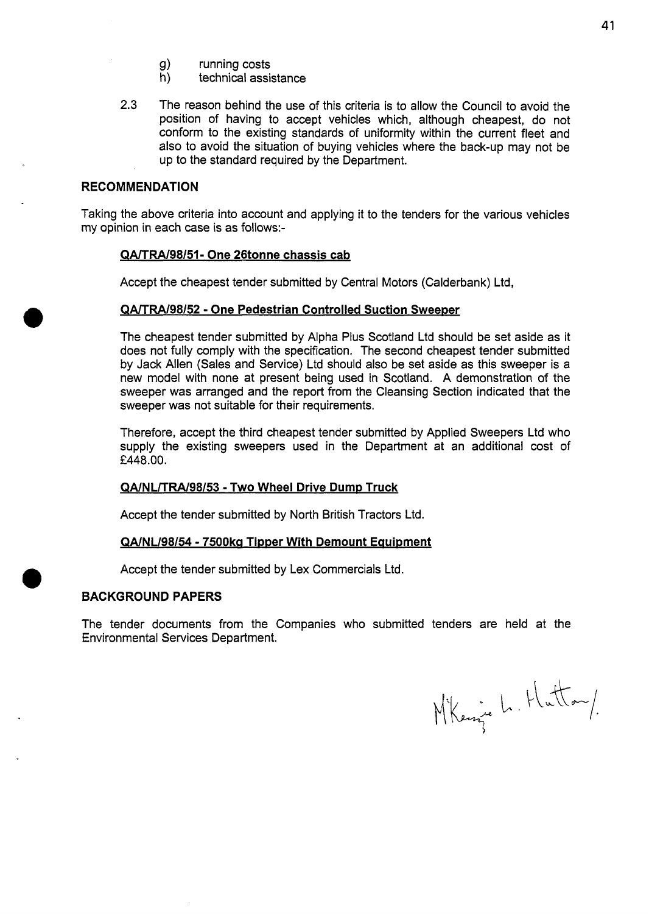g) running costs
h) technical assistance

2.3 The reason behind the use of this criteria is to allow the Council to avoid the position of having to accept vehicles which, although cheapest, do not conform to the existing standards of uniformity within the current fleet and also to avoid the situation of buying vehicles where the back-up may not be up to the standard required by the Department.

## RECOMMENDATION

Taking the above criteria into account and applying it to the tenders for the various vehicles my opinion in each case is as follows:-

**QA/TRA/98/51- One 26tonne chassis cab**

Accept the cheapest tender submitted by Central Motors (Calderbank) Ltd,

**QA/TRA/98/52 - One Pedestrian Controlled Suction Sweeper**

The cheapest tender submitted by Alpha Plus Scotland Ltd should be set aside as it does not fully comply with the specification. The second cheapest tender submitted by Jack Allen (Sales and Service) Ltd should also be set aside as this sweeper is a new model with none at present being used in Scotland. A demonstration of the sweeper was arranged and the report from the Cleansing Section indicated that the sweeper was not suitable for their requirements.

Therefore, accept the third cheapest tender submitted by Applied Sweepers Ltd who supply the existing sweepers used in the Department at an additional cost of £448.00.

**QA/NL/TRA/98/53 - Two Wheel Drive Dump Truck**

Accept the tender submitted by North British Tractors Ltd.

**QA/NL/98/54 - 7500kg Tipper With Demount Equipment**

Accept the tender submitted by Lex Commercials Ltd.

## BACKGROUND PAPERS

The tender documents from the Companies who submitted tenders are held at the Environmental Services Department.

McKenzie L. Hutton/.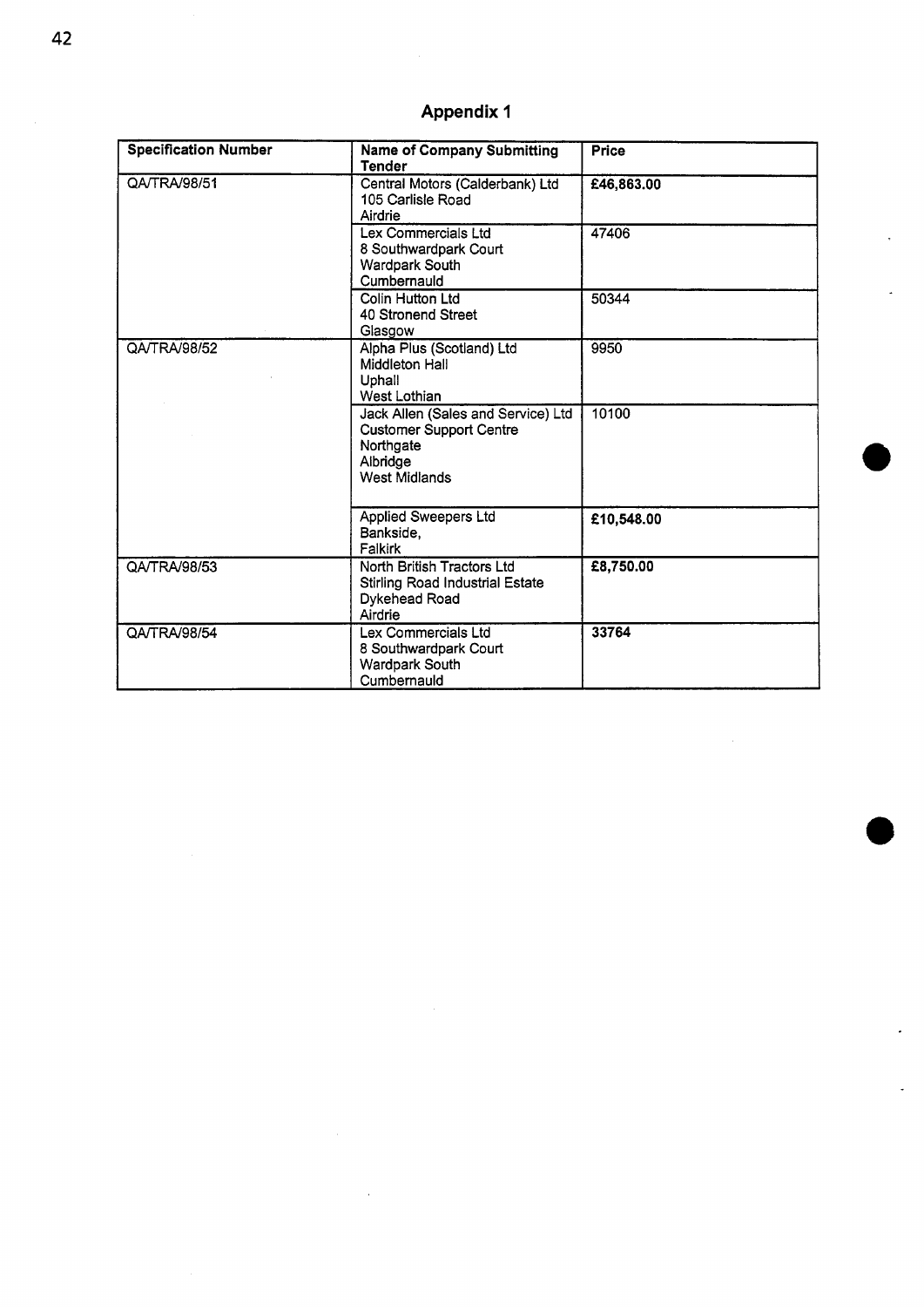# Appendix 1

| Specification Number | Name of Company Submitting Tender | Price |
|---|---|---|
| QA/TRA/98/51 | Central Motors (Calderbank) Ltd 105 Carlisle Road Airdrie | **£46,863.00** |
| | Lex Commercials Ltd 8 Southwardpark Court Wardpark South Cumbernauld | 47406 |
| | Colin Hutton Ltd 40 Stronend Street Glasgow | 50344 |
| QA/TRA/98/52 | Alpha Plus (Scotland) Ltd Middleton Hall Uphall West Lothian | 9950 |
| | Jack Allen (Sales and Service) Ltd Customer Support Centre Northgate Albridge West Midlands | 10100 |
| | Applied Sweepers Ltd Bankside, Falkirk | **£10,548.00** |
| QA/TRA/98/53 | North British Tractors Ltd Stirling Road Industrial Estate Dykehead Road Airdrie | **£8,750.00** |
| QA/TRA/98/54 | Lex Commercials Ltd 8 Southwardpark Court Wardpark South Cumbernauld | **33764** |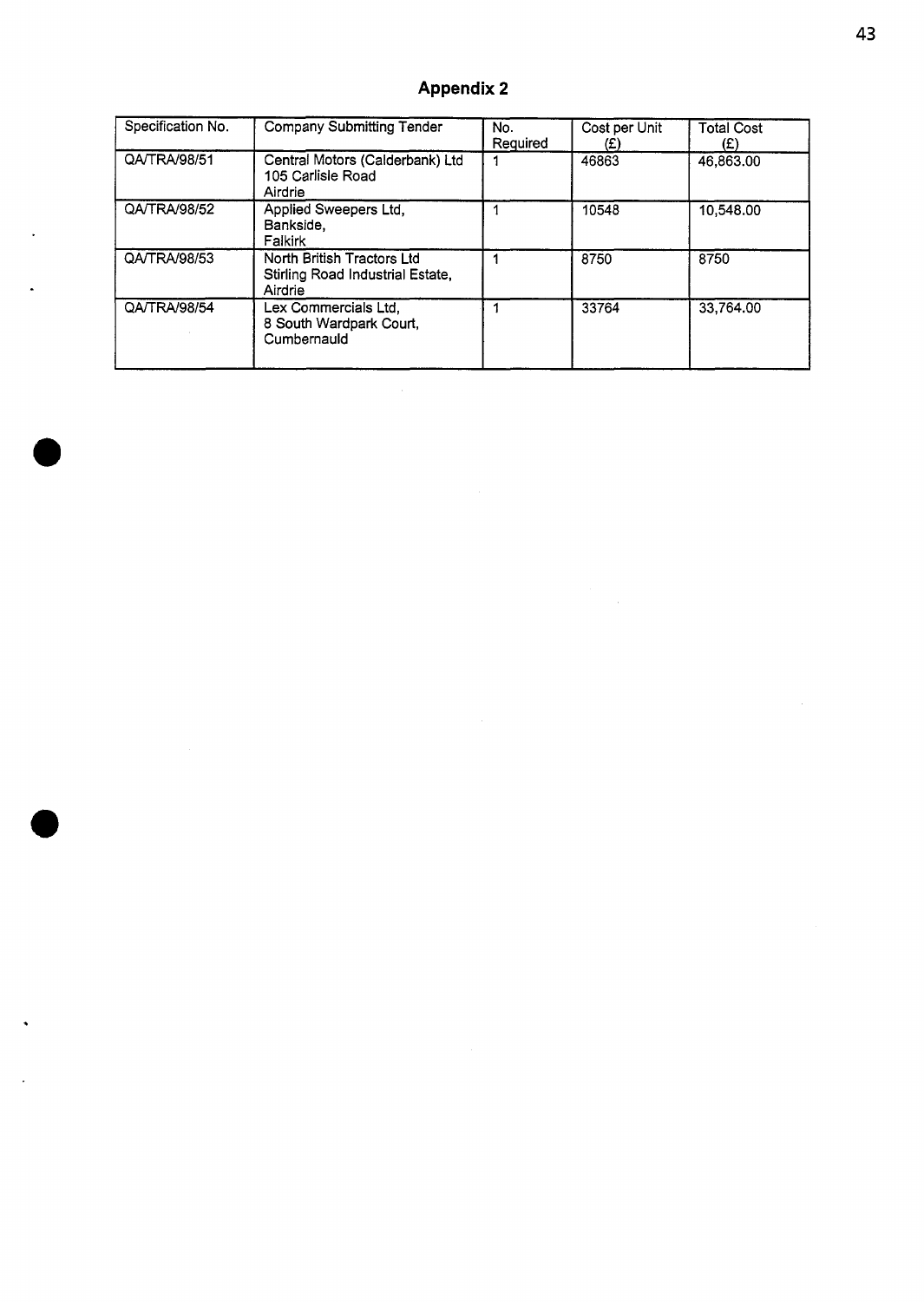## Appendix 2

| Specification No. | Company Submitting Tender | No. Required | Cost per Unit (£) | Total Cost (£) |
|---|---|---|---|---|
| QA/TRA/98/51 | Central Motors (Calderbank) Ltd 105 Carlisle Road Airdrie | 1 | 46863 | 46,863.00 |
| QA/TRA/98/52 | Applied Sweepers Ltd, Bankside, Falkirk | 1 | 10548 | 10,548.00 |
| QA/TRA/98/53 | North British Tractors Ltd Stirling Road Industrial Estate, Airdrie | 1 | 8750 | 8750 |
| QA/TRA/98/54 | Lex Commercials Ltd, 8 South Wardpark Court, Cumbernauld | 1 | 33764 | 33,764.00 |